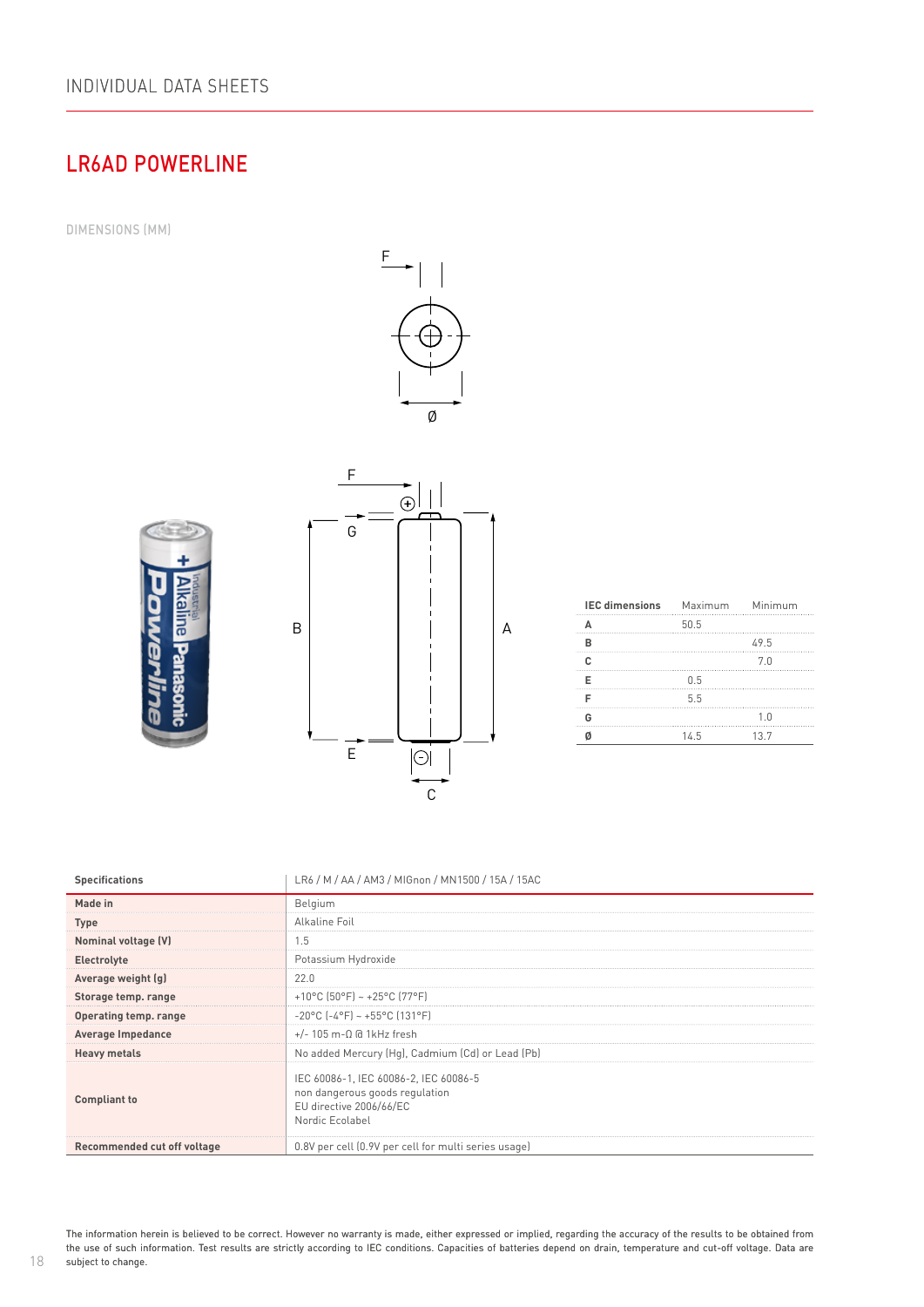# LR6AD POWERLINE

DIMENSIONS (MM)

| IEC dimensions | Maximum | Minimum |
|---|---|---|
| A | 50.5 | |
| B | | 49.5 |
| C | | 7.0 |
| E | 0.5 | |
| F | 5.5 | |
| G | | 1.0 |
| Ø | 14.5 | 13.7 |

| Specifications | LR6 / M / AA / AM3 / MIGnon / MN1500 / 15A / 15AC |
|---|---|
| Made in | Belgium |
| Type | Alkaline Foil |
| Nominal voltage (V) | 1.5 |
| Electrolyte | Potassium Hydroxide |
| Average weight (g) | 22.0 |
| Storage temp. range | +10°C (50°F) ~ +25°C (77°F) |
| Operating temp. range | -20°C (-4°F) ~ +55°C (131°F) |
| Average Impedance | +/- 105 m-Ω @ 1kHz fresh |
| Heavy metals | No added Mercury (Hg), Cadmium (Cd) or Lead (Pb) |
| Compliant to | IEC 60086-1, IEC 60086-2, IEC 60086-5<br>non dangerous goods regulation<br>EU directive 2006/66/EC<br>Nordic Ecolabel |
| Recommended cut off voltage | 0.8V per cell (0.9V per cell for multi series usage) |

The information herein is believed to be correct. However no warranty is made, either expressed or implied, regarding the accuracy of the results to be obtained from the use of such information. Test results are strictly according to IEC conditions. Capacities of batteries depend on drain, temperature and cut-off voltage. Data are subject to change.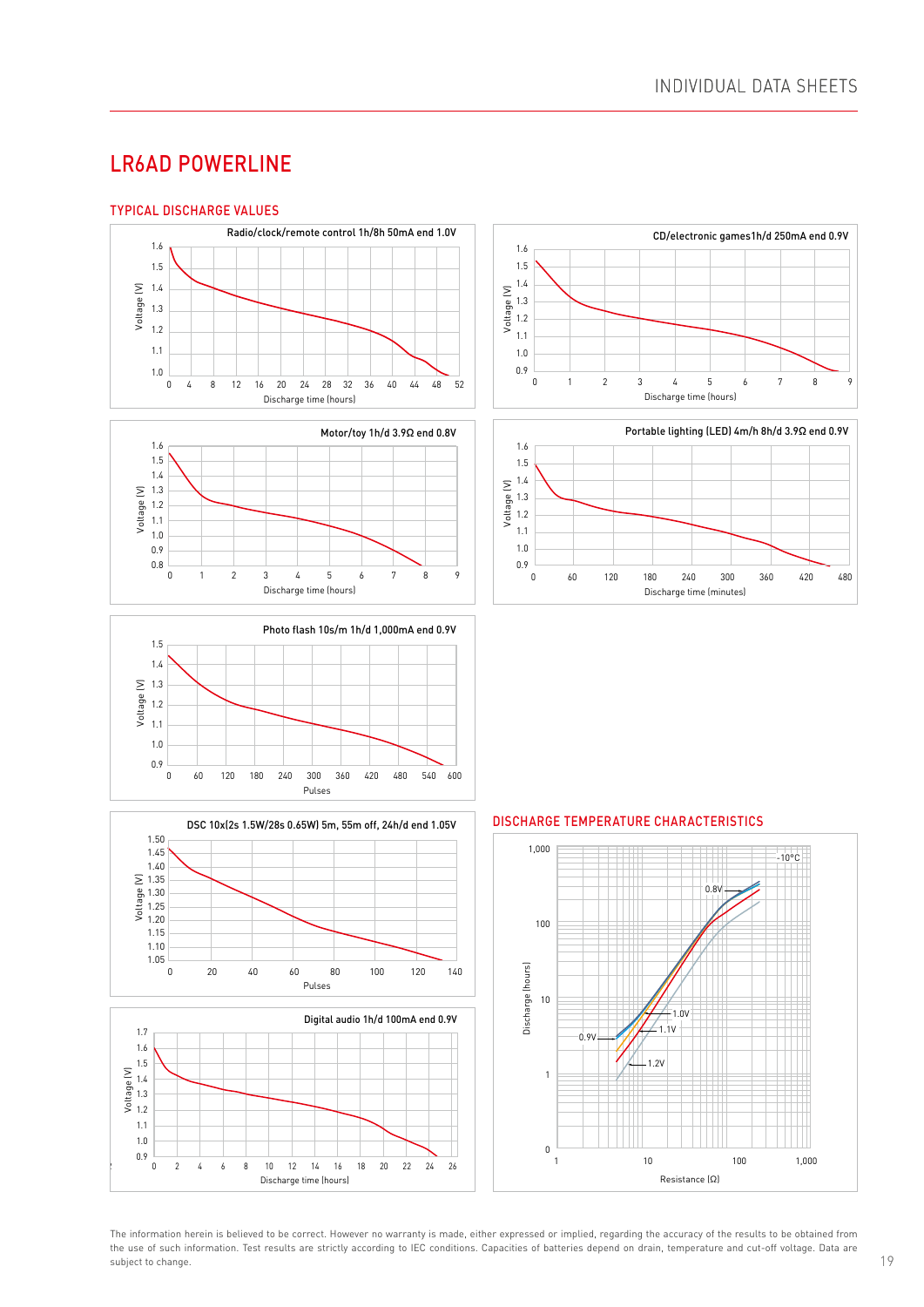# LR6AD POWERLINE

## TYPICAL DISCHARGE VALUES

Radio/clock/remote control 1h/8h 50mA end 1.0V

CD/electronic games1h/d 250mA end 0.9V

Motor/toy 1h/d 3.9Ω end 0.8V

Portable lighting (LED) 4m/h 8h/d 3.9Ω end 0.9V

Photo flash 10s/m 1h/d 1,000mA end 0.9V

DSC 10x(2s 1.5W/28s 0.65W) 5m, 55m off, 24h/d end 1.05V

Digital audio 1h/d 100mA end 0.9V

## DISCHARGE TEMPERATURE CHARACTERISTICS

The information herein is believed to be correct. However no warranty is made, either expressed or implied, regarding the accuracy of the results to be obtained from the use of such information. Test results are strictly according to IEC conditions. Capacities of batteries depend on drain, temperature and cut-off voltage. Data are subject to change.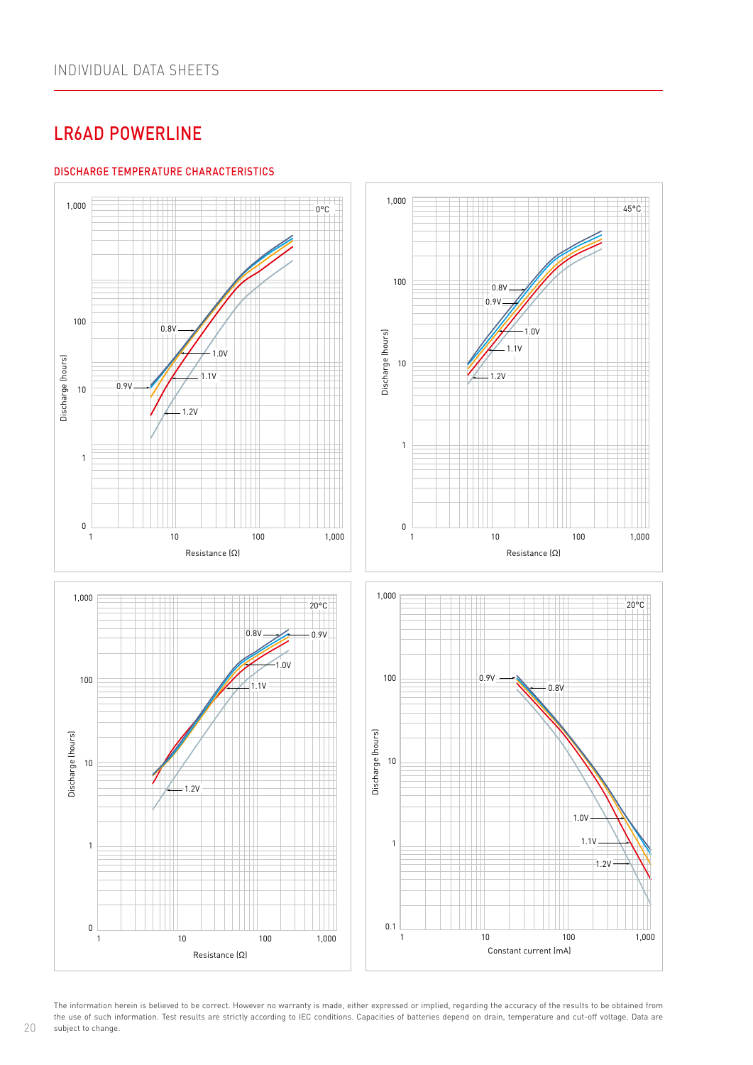# LR6AD POWERLINE

## DISCHARGE TEMPERATURE CHARACTERISTICS

0°C

Discharge (hours)

1,000
100
10
1
0

Resistance (Ω)

1
10
100
1,000

0.8V
0.9V
1.0V
1.1V
1.2V

45°C

Discharge (hours)

1,000
100
10
1
0

Resistance (Ω)

1
10
100
1,000

0.8V
0.9V
1.0V
1.1V
1.2V

20°C

Discharge (hours)

1,000
100
10
1
0

Resistance (Ω)

1
10
100
1,000

0.8V
0.9V
1.0V
1.1V
1.2V

20°C

Discharge (hours)

1,000
100
10
1
0.1

Constant current (mA)

1
10
100
1,000

0.9V
0.8V
1.0V
1.1V
1.2V

The information herein is believed to be correct. However no warranty is made, either expressed or implied, regarding the accuracy of the results to be obtained from the use of such information. Test results are strictly according to IEC conditions. Capacities of batteries depend on drain, temperature and cut-off voltage. Data are subject to change.